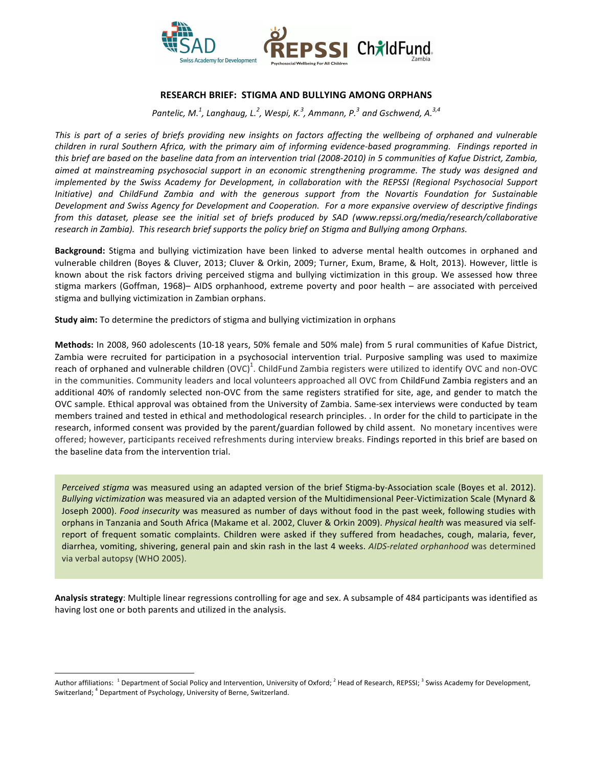# RESEARCH BRIEF: STIGMA AND BULLYING AMONG ORPHANS

*Pantelic, M.[1], Langhaug, L.[2], Wespi, K.[3], Ammann, P.[3] and Gschwend, A.[3,4]*

*This is part of a series of briefs providing new insights on factors affecting the wellbeing of orphaned and vulnerable children in rural Southern Africa, with the primary aim of informing evidence-based programming. Findings reported in this brief are based on the baseline data from an intervention trial (2008-2010) in 5 communities of Kafue District, Zambia, aimed at mainstreaming psychosocial support in an economic strengthening programme. The study was designed and implemented by the Swiss Academy for Development, in collaboration with the REPSSI (Regional Psychosocial Support Initiative) and ChildFund Zambia and with the generous support from the Novartis Foundation for Sustainable Development and Swiss Agency for Development and Cooperation. For a more expansive overview of descriptive findings from this dataset, please see the initial set of briefs produced by SAD (www.repssi.org/media/research/collaborative research in Zambia). This research brief supports the policy brief on Stigma and Bullying among Orphans.*

**Background:** Stigma and bullying victimization have been linked to adverse mental health outcomes in orphaned and vulnerable children (Boyes & Cluver, 2013; Cluver & Orkin, 2009; Turner, Exum, Brame, & Holt, 2013). However, little is known about the risk factors driving perceived stigma and bullying victimization in this group. We assessed how three stigma markers (Goffman, 1968)– AIDS orphanhood, extreme poverty and poor health – are associated with perceived stigma and bullying victimization in Zambian orphans.

**Study aim:** To determine the predictors of stigma and bullying victimization in orphans

**Methods:** In 2008, 960 adolescents (10-18 years, 50% female and 50% male) from 5 rural communities of Kafue District, Zambia were recruited for participation in a psychosocial intervention trial. Purposive sampling was used to maximize reach of orphaned and vulnerable children (OVC)[1]. ChildFund Zambia registers were utilized to identify OVC and non-OVC in the communities. Community leaders and local volunteers approached all OVC from ChildFund Zambia registers and an additional 40% of randomly selected non-OVC from the same registers stratified for site, age, and gender to match the OVC sample. Ethical approval was obtained from the University of Zambia. Same-sex interviews were conducted by team members trained and tested in ethical and methodological research principles. . In order for the child to participate in the research, informed consent was provided by the parent/guardian followed by child assent. No monetary incentives were offered; however, participants received refreshments during interview breaks. Findings reported in this brief are based on the baseline data from the intervention trial.

*Perceived stigma* was measured using an adapted version of the brief Stigma-by-Association scale (Boyes et al. 2012). *Bullying victimization* was measured via an adapted version of the Multidimensional Peer-Victimization Scale (Mynard & Joseph 2000). *Food insecurity* was measured as number of days without food in the past week, following studies with orphans in Tanzania and South Africa (Makame et al. 2002, Cluver & Orkin 2009). *Physical health* was measured via self-report of frequent somatic complaints. Children were asked if they suffered from headaches, cough, malaria, fever, diarrhea, vomiting, shivering, general pain and skin rash in the last 4 weeks. *AIDS-related orphanhood* was determined via verbal autopsy (WHO 2005).

**Analysis strategy**: Multiple linear regressions controlling for age and sex. A subsample of 484 participants was identified as having lost one or both parents and utilized in the analysis.

---

Author affiliations: [1] Department of Social Policy and Intervention, University of Oxford; [2] Head of Research, REPSSI; [3] Swiss Academy for Development, Switzerland; [4] Department of Psychology, University of Berne, Switzerland.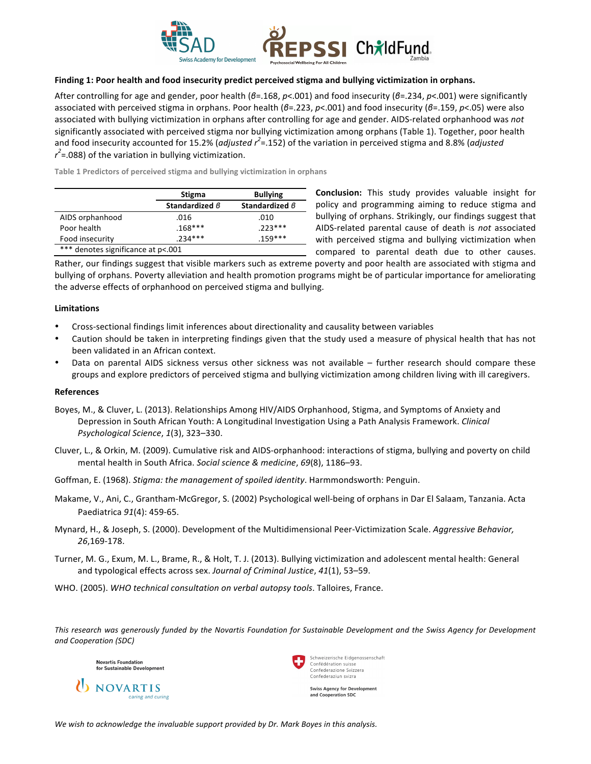**Finding 1: Poor health and food insecurity predict perceived stigma and bullying victimization in orphans.**

After controlling for age and gender, poor health ($β$=.168, $p$<.001) and food insecurity ($β$=.234, $p$<.001) were significantly associated with perceived stigma in orphans. Poor health ($β$=.223, $p$<.001) and food insecurity ($β$=.159, $p$<.05) were also associated with bullying victimization in orphans after controlling for age and gender. AIDS-related orphanhood was *not* significantly associated with perceived stigma nor bullying victimization among orphans (Table 1). Together, poor health and food insecurity accounted for 15.2% (*adjusted* $r^2$=.152) of the variation in perceived stigma and 8.8% (*adjusted* $r^2$=.088) of the variation in bullying victimization.

Table 1 Predictors of perceived stigma and bullying victimization in orphans

| | Stigma | Bullying |
|---|---|---|
| | Standardized $β$ | Standardized $β$ |
| AIDS orphanhood | .016 | .010 |
| Poor health | .168*** | .223*** |
| Food insecurity | .234*** | .159*** |

*** denotes significance at p<.001

**Conclusion:** This study provides valuable insight for policy and programming aiming to reduce stigma and bullying of orphans. Strikingly, our findings suggest that AIDS-related parental cause of death is *not* associated with perceived stigma and bullying victimization when compared to parental death due to other causes. Rather, our findings suggest that visible markers such as extreme poverty and poor health are associated with stigma and bullying of orphans. Poverty alleviation and health promotion programs might be of particular importance for ameliorating the adverse effects of orphanhood on perceived stigma and bullying.

**Limitations**

- Cross-sectional findings limit inferences about directionality and causality between variables
- Caution should be taken in interpreting findings given that the study used a measure of physical health that has not been validated in an African context.
- Data on parental AIDS sickness versus other sickness was not available – further research should compare these groups and explore predictors of perceived stigma and bullying victimization among children living with ill caregivers.

**References**

Boyes, M., & Cluver, L. (2013). Relationships Among HIV/AIDS Orphanhood, Stigma, and Symptoms of Anxiety and Depression in South African Youth: A Longitudinal Investigation Using a Path Analysis Framework. *Clinical Psychological Science*, *1*(3), 323–330.

Cluver, L., & Orkin, M. (2009). Cumulative risk and AIDS-orphanhood: interactions of stigma, bullying and poverty on child mental health in South Africa. *Social science & medicine*, *69*(8), 1186–93.

Goffman, E. (1968). *Stigma: the management of spoiled identity*. Harmmondsworth: Penguin.

Makame, V., Ani, C., Grantham-McGregor, S. (2002) Psychological well-being of orphans in Dar El Salaam, Tanzania. Acta Paediatrica *91*(4): 459-65.

Mynard, H., & Joseph, S. (2000). Development of the Multidimensional Peer-Victimization Scale. *Aggressive Behavior, 26*,169-178.

Turner, M. G., Exum, M. L., Brame, R., & Holt, T. J. (2013). Bullying victimization and adolescent mental health: General and typological effects across sex. *Journal of Criminal Justice*, *41*(1), 53–59.

WHO. (2005). *WHO technical consultation on verbal autopsy tools*. Talloires, France.

*This research was generously funded by the Novartis Foundation for Sustainable Development and the Swiss Agency for Development and Cooperation (SDC)*

*We wish to acknowledge the invaluable support provided by Dr. Mark Boyes in this analysis.*